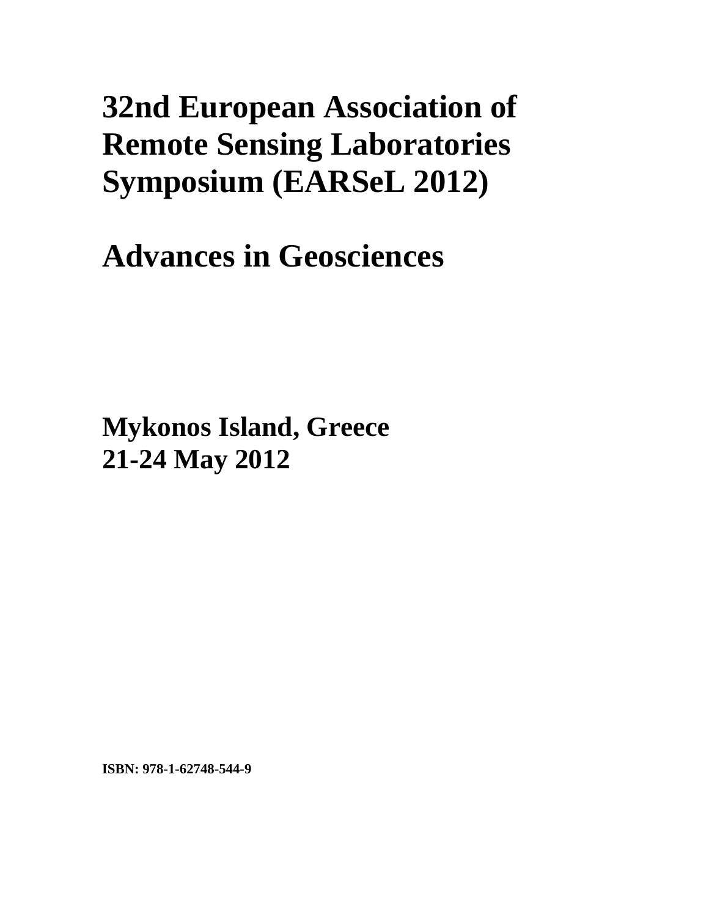# 32nd European Association of Remote Sensing Laboratories Symposium (EARSeL 2012)

# Advances in Geosciences

**Mykonos Island, Greece**
**21-24 May 2012**

**ISBN: 978-1-62748-544-9**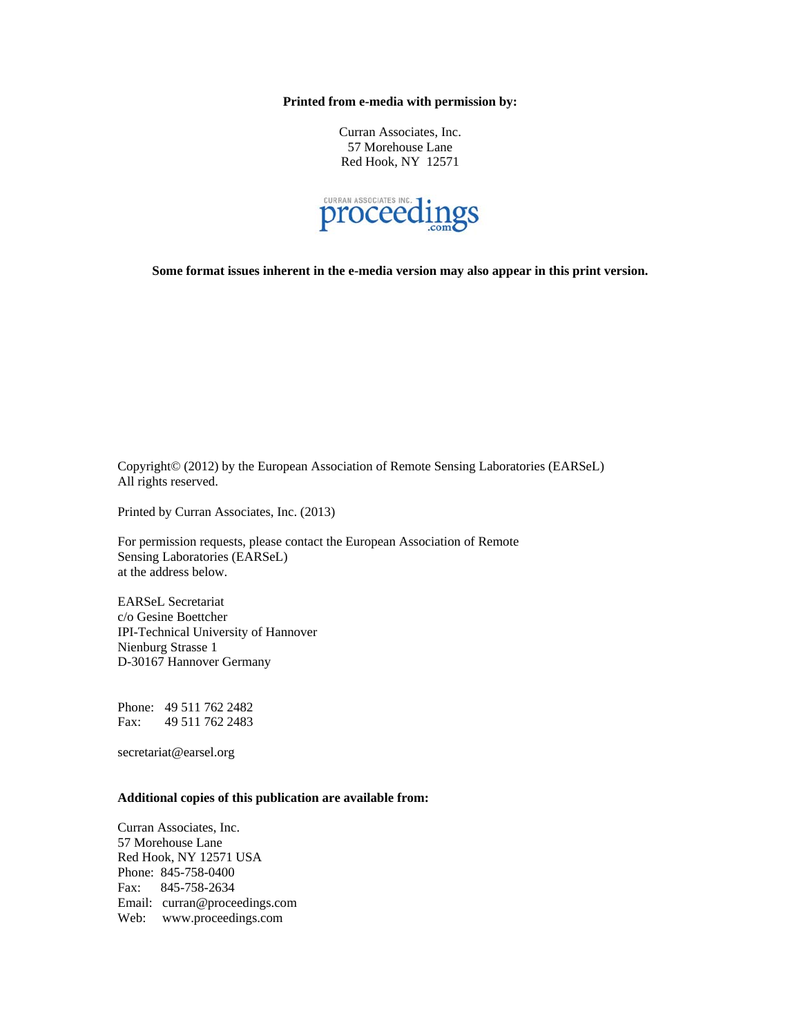**Printed from e-media with permission by:**

Curran Associates, Inc.
57 Morehouse Lane
Red Hook, NY 12571

CURRAN ASSOCIATES INC. proceedings.com

**Some format issues inherent in the e-media version may also appear in this print version.**

Copyright© (2012) by the European Association of Remote Sensing Laboratories (EARSeL)
All rights reserved.

Printed by Curran Associates, Inc. (2013)

For permission requests, please contact the European Association of Remote Sensing Laboratories (EARSeL)
at the address below.

EARSeL Secretariat
c/o Gesine Boettcher
IPI-Technical University of Hannover
Nienburg Strasse 1
D-30167 Hannover Germany

Phone: 49 511 762 2482
Fax: 49 511 762 2483

secretariat@earsel.org

**Additional copies of this publication are available from:**

Curran Associates, Inc.
57 Morehouse Lane
Red Hook, NY 12571 USA
Phone: 845-758-0400
Fax: 845-758-2634
Email: curran@proceedings.com
Web: www.proceedings.com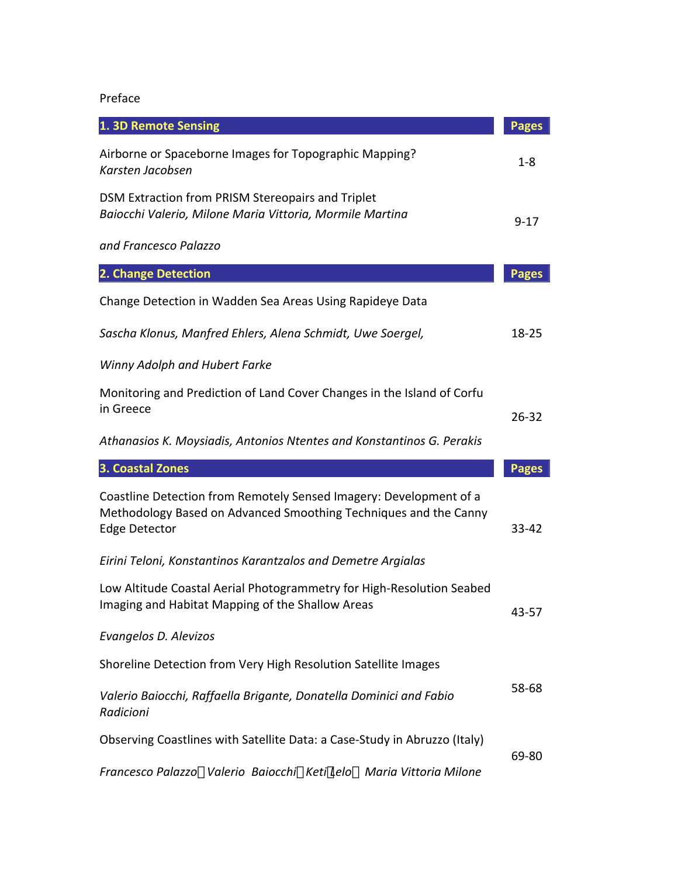Preface

| 1. 3D Remote Sensing | Pages |
|---|---|
| Airborne or Spaceborne Images for Topographic Mapping? *Karsten Jacobsen* | 1-8 |
| DSM Extraction from PRISM Stereopairs and Triplet *Baiocchi Valerio, Milone Maria Vittoria, Mormile Martina and Francesco Palazzo* | 9-17 |

| 2. Change Detection | Pages |
|---|---|
| Change Detection in Wadden Sea Areas Using Rapideye Data *Sascha Klonus, Manfred Ehlers, Alena Schmidt, Uwe Soergel, Winny Adolph and Hubert Farke* | 18-25 |
| Monitoring and Prediction of Land Cover Changes in the Island of Corfu in Greece *Athanasios K. Moysiadis, Antonios Ntentes and Konstantinos G. Perakis* | 26-32 |

| 3. Coastal Zones | Pages |
|---|---|
| Coastline Detection from Remotely Sensed Imagery: Development of a Methodology Based on Advanced Smoothing Techniques and the Canny Edge Detector *Eirini Teloni, Konstantinos Karantzalos and Demetre Argialas* | 33-42 |
| Low Altitude Coastal Aerial Photogrammetry for High-Resolution Seabed Imaging and Habitat Mapping of the Shallow Areas *Evangelos D. Alevizos* | 43-57 |
| Shoreline Detection from Very High Resolution Satellite Images *Valerio Baiocchi, Raffaella Brigante, Donatella Dominici and Fabio Radicioni* | 58-68 |
| Observing Coastlines with Satellite Data: a Case-Study in Abruzzo (Italy) *Francesco Palazzo, Valerio Baiocchi, Keti Lelo, Maria Vittoria Milone* | 69-80 |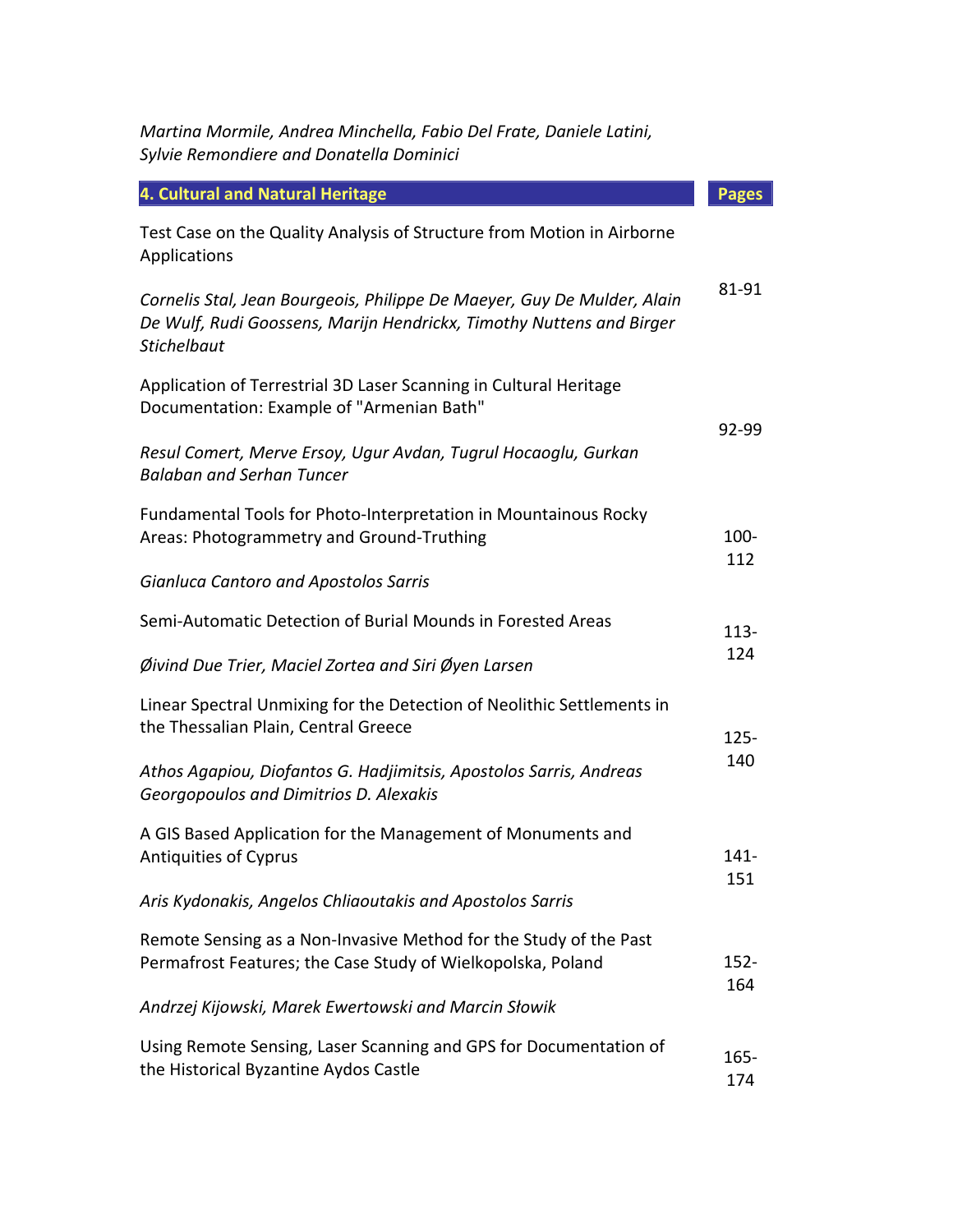*Martina Mormile, Andrea Minchella, Fabio Del Frate, Daniele Latini, Sylvie Remondiere and Donatella Dominici*

| **4. Cultural and Natural Heritage** | **Pages** |
|---|---|
| Test Case on the Quality Analysis of Structure from Motion in Airborne Applications<br><br>*Cornelis Stal, Jean Bourgeois, Philippe De Maeyer, Guy De Mulder, Alain De Wulf, Rudi Goossens, Marijn Hendrickx, Timothy Nuttens and Birger Stichelbaut* | 81-91 |
| Application of Terrestrial 3D Laser Scanning in Cultural Heritage Documentation: Example of "Armenian Bath"<br><br>*Resul Comert, Merve Ersoy, Ugur Avdan, Tugrul Hocaoglu, Gurkan Balaban and Serhan Tuncer* | 92-99 |
| Fundamental Tools for Photo-Interpretation in Mountainous Rocky Areas: Photogrammetry and Ground-Truthing<br><br>*Gianluca Cantoro and Apostolos Sarris* | 100-112 |
| Semi-Automatic Detection of Burial Mounds in Forested Areas<br><br>*Øivind Due Trier, Maciel Zortea and Siri Øyen Larsen* | 113-124 |
| Linear Spectral Unmixing for the Detection of Neolithic Settlements in the Thessalian Plain, Central Greece<br><br>*Athos Agapiou, Diofantos G. Hadjimitsis, Apostolos Sarris, Andreas Georgopoulos and Dimitrios D. Alexakis* | 125-140 |
| A GIS Based Application for the Management of Monuments and Antiquities of Cyprus<br><br>*Aris Kydonakis, Angelos Chliaoutakis and Apostolos Sarris* | 141-151 |
| Remote Sensing as a Non-Invasive Method for the Study of the Past Permafrost Features; the Case Study of Wielkopolska, Poland<br><br>*Andrzej Kijowski, Marek Ewertowski and Marcin Słowik* | 152-164 |
| Using Remote Sensing, Laser Scanning and GPS for Documentation of the Historical Byzantine Aydos Castle | 165-174 |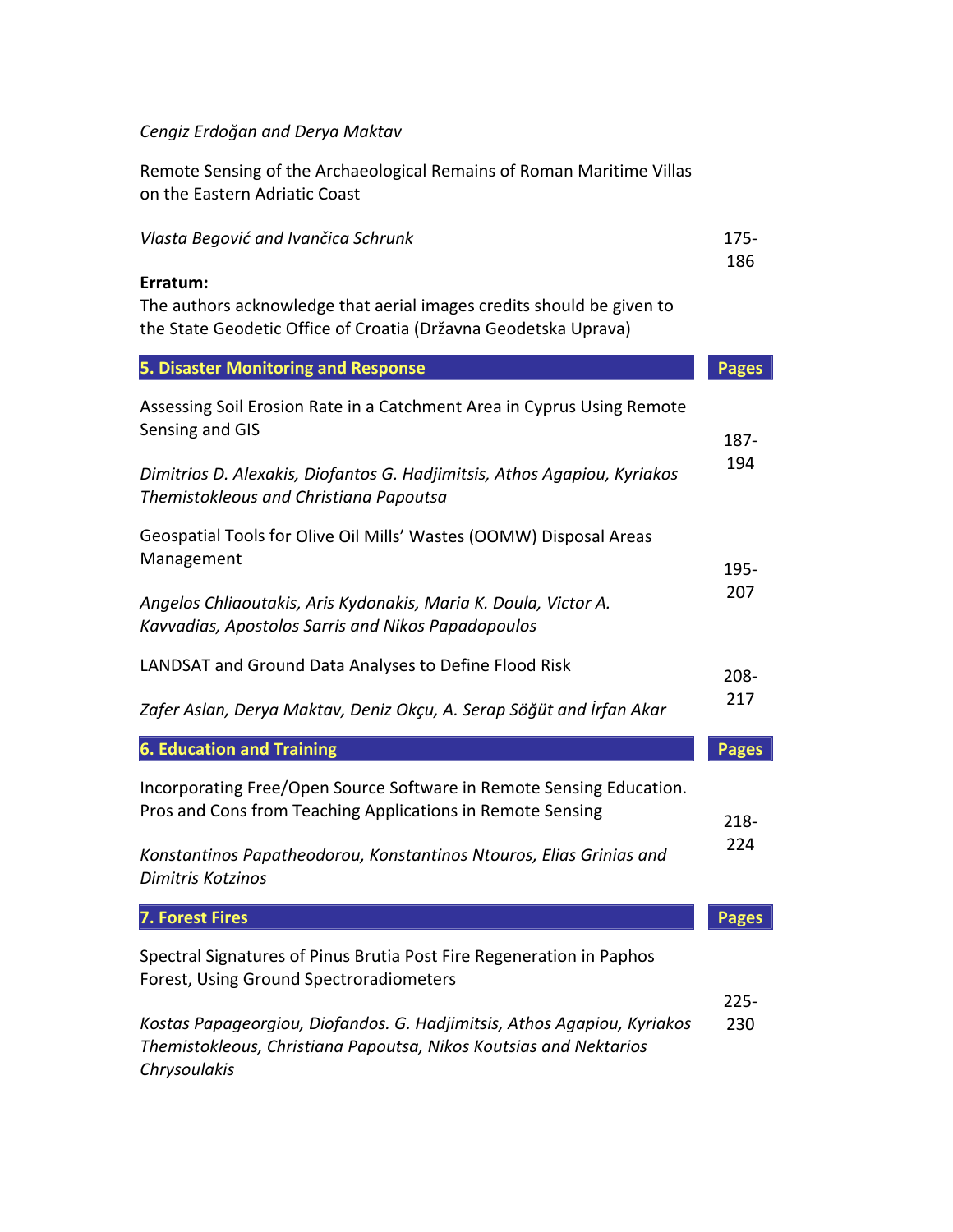*Cengiz Erdoğan and Derya Maktav*

| | |
|---|---|
| Remote Sensing of the Archaeological Remains of Roman Maritime Villas on the Eastern Adriatic Coast<br><br>*Vlasta Begović and Ivančica Schrunk*<br><br>**Erratum:**<br>The authors acknowledge that aerial images credits should be given to the State Geodetic Office of Croatia (Državna Geodetska Uprava) | 175-186 |

| 5. Disaster Monitoring and Response | Pages |
|---|---|
| Assessing Soil Erosion Rate in a Catchment Area in Cyprus Using Remote Sensing and GIS<br><br>*Dimitrios D. Alexakis, Diofantos G. Hadjimitsis, Athos Agapiou, Kyriakos Themistokleous and Christiana Papoutsa* | 187-194 |
| Geospatial Tools for Olive Oil Mills' Wastes (OOMW) Disposal Areas Management<br><br>*Angelos Chliaoutakis, Aris Kydonakis, Maria K. Doula, Victor A. Kavvadias, Apostolos Sarris and Nikos Papadopoulos* | 195-207 |
| LANDSAT and Ground Data Analyses to Define Flood Risk<br><br>*Zafer Aslan, Derya Maktav, Deniz Okçu, A. Serap Söğüt and İrfan Akar* | 208-217 |

| 6. Education and Training | Pages |
|---|---|
| Incorporating Free/Open Source Software in Remote Sensing Education. Pros and Cons from Teaching Applications in Remote Sensing<br><br>*Konstantinos Papatheodorou, Konstantinos Ntouros, Elias Grinias and Dimitris Kotzinos* | 218-224 |

| 7. Forest Fires | Pages |
|---|---|
| Spectral Signatures of Pinus Brutia Post Fire Regeneration in Paphos Forest, Using Ground Spectroradiometers<br><br>*Kostas Papageorgiou, Diofandos. G. Hadjimitsis, Athos Agapiou, Kyriakos Themistokleous, Christiana Papoutsa, Nikos Koutsias and Nektarios Chrysoulakis* | 225-230 |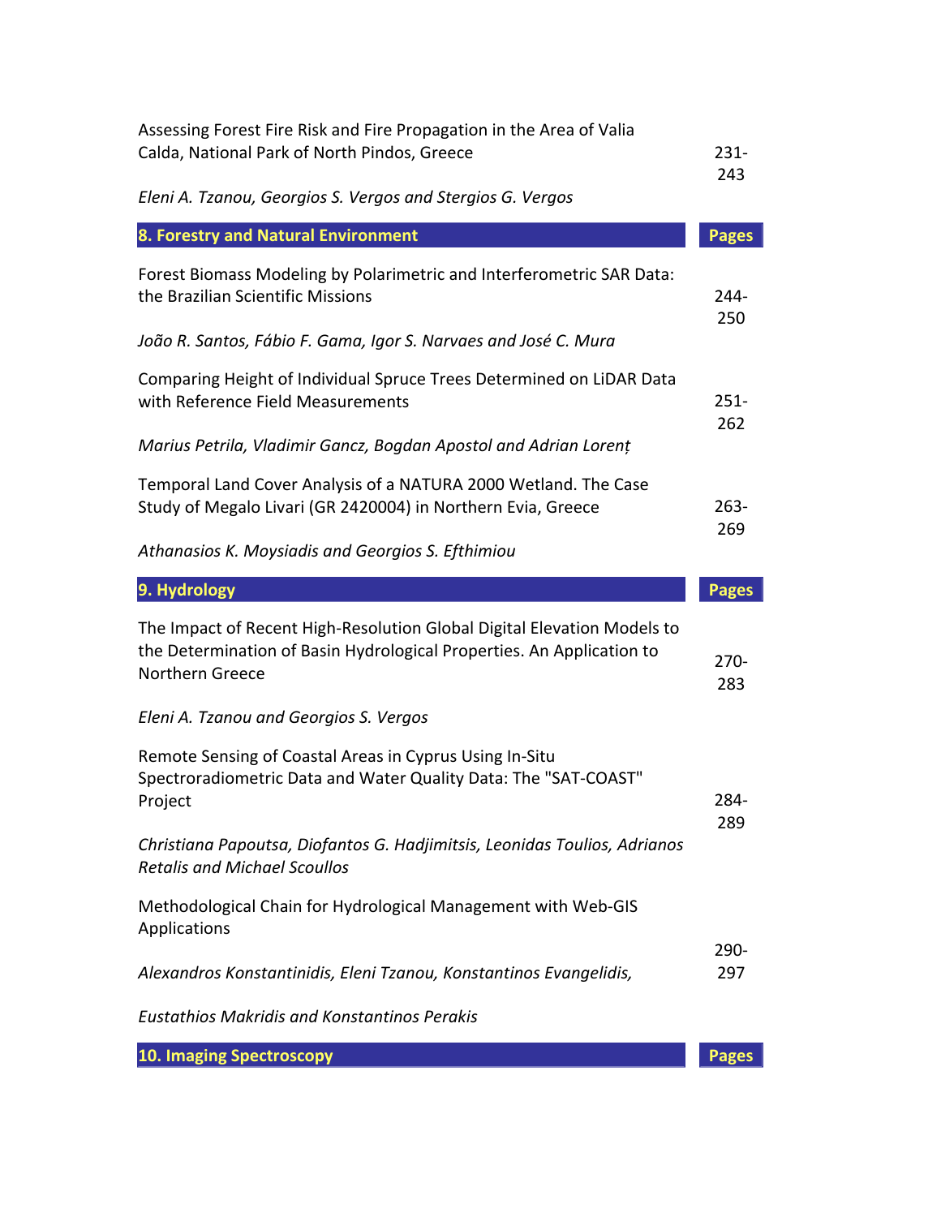| | |
|---|---|
| Assessing Forest Fire Risk and Fire Propagation in the Area of Valia Calda, National Park of North Pindos, Greece<br><br>*Eleni A. Tzanou, Georgios S. Vergos and Stergios G. Vergos* | 231-243 |

| **8. Forestry and Natural Environment** | **Pages** |
|---|---|
| Forest Biomass Modeling by Polarimetric and Interferometric SAR Data: the Brazilian Scientific Missions<br><br>*João R. Santos, Fábio F. Gama, Igor S. Narvaes and José C. Mura* | 244-250 |
| Comparing Height of Individual Spruce Trees Determined on LiDAR Data with Reference Field Measurements<br><br>*Marius Petrila, Vladimir Gancz, Bogdan Apostol and Adrian Lorenț* | 251-262 |
| Temporal Land Cover Analysis of a NATURA 2000 Wetland. The Case Study of Megalo Livari (GR 2420004) in Northern Evia, Greece<br><br>*Athanasios K. Moysiadis and Georgios S. Efthimiou* | 263-269 |

| **9. Hydrology** | **Pages** |
|---|---|
| The Impact of Recent High-Resolution Global Digital Elevation Models to the Determination of Basin Hydrological Properties. An Application to Northern Greece<br><br>*Eleni A. Tzanou and Georgios S. Vergos* | 270-283 |
| Remote Sensing of Coastal Areas in Cyprus Using In-Situ Spectroradiometric Data and Water Quality Data: The "SAT-COAST" Project<br><br>*Christiana Papoutsa, Diofantos G. Hadjimitsis, Leonidas Toulios, Adrianos Retalis and Michael Scoullos* | 284-289 |
| Methodological Chain for Hydrological Management with Web-GIS Applications<br><br>*Alexandros Konstantinidis, Eleni Tzanou, Konstantinos Evangelidis,*<br><br>*Eustathios Makridis and Konstantinos Perakis* | 290-297 |

| **10. Imaging Spectroscopy** | **Pages** |
|---|---|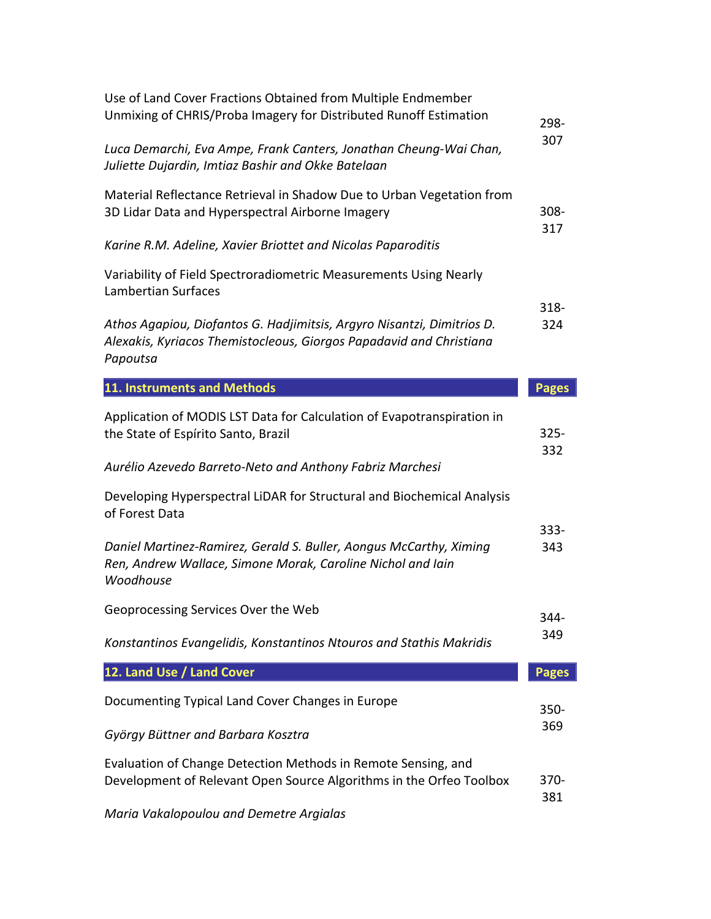Use of Land Cover Fractions Obtained from Multiple Endmember Unmixing of CHRIS/Proba Imagery for Distributed Runoff Estimation — 298-307

*Luca Demarchi, Eva Ampe, Frank Canters, Jonathan Cheung-Wai Chan, Juliette Dujardin, Imtiaz Bashir and Okke Batelaan*

Material Reflectance Retrieval in Shadow Due to Urban Vegetation from 3D Lidar Data and Hyperspectral Airborne Imagery — 308-317

*Karine R.M. Adeline, Xavier Briottet and Nicolas Paparoditis*

Variability of Field Spectroradiometric Measurements Using Nearly Lambertian Surfaces — 318-324

*Athos Agapiou, Diofantos G. Hadjimitsis, Argyro Nisantzi, Dimitrios D. Alexakis, Kyriacos Themistocleous, Giorgos Papadavid and Christiana Papoutsa*

| 11. Instruments and Methods | Pages |
|---|---|
| Application of MODIS LST Data for Calculation of Evapotranspiration in the State of Espírito Santo, Brazil<br>*Aurélio Azevedo Barreto-Neto and Anthony Fabriz Marchesi* | 325-332 |
| Developing Hyperspectral LiDAR for Structural and Biochemical Analysis of Forest Data<br>*Daniel Martinez-Ramirez, Gerald S. Buller, Aongus McCarthy, Ximing Ren, Andrew Wallace, Simone Morak, Caroline Nichol and Iain Woodhouse* | 333-343 |
| Geoprocessing Services Over the Web<br>*Konstantinos Evangelidis, Konstantinos Ntouros and Stathis Makridis* | 344-349 |

| 12. Land Use / Land Cover | Pages |
|---|---|
| Documenting Typical Land Cover Changes in Europe<br>*György Büttner and Barbara Kosztra* | 350-369 |
| Evaluation of Change Detection Methods in Remote Sensing, and Development of Relevant Open Source Algorithms in the Orfeo Toolbox<br>*Maria Vakalopoulou and Demetre Argialas* | 370-381 |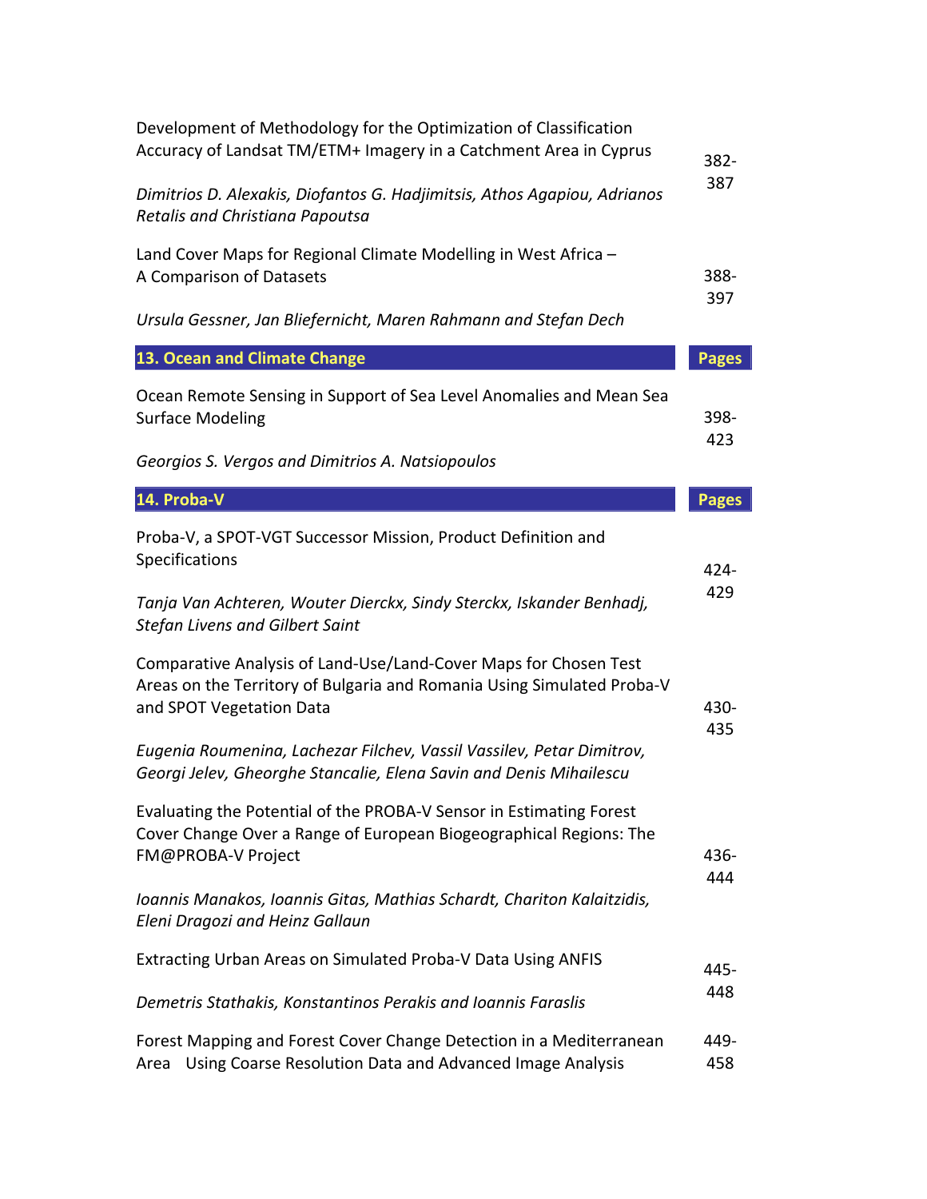Development of Methodology for the Optimization of Classification Accuracy of Landsat TM/ETM+ Imagery in a Catchment Area in Cyprus — 382-387

*Dimitrios D. Alexakis, Diofantos G. Hadjimitsis, Athos Agapiou, Adrianos Retalis and Christiana Papoutsa*

Land Cover Maps for Regional Climate Modelling in West Africa – A Comparison of Datasets — 388-397

*Ursula Gessner, Jan Bliefernicht, Maren Rahmann and Stefan Dech*

## 13. Ocean and Climate Change — Pages

Ocean Remote Sensing in Support of Sea Level Anomalies and Mean Sea Surface Modeling — 398-423

*Georgios S. Vergos and Dimitrios A. Natsiopoulos*

## 14. Proba-V — Pages

Proba-V, a SPOT-VGT Successor Mission, Product Definition and Specifications — 424-429

*Tanja Van Achteren, Wouter Dierckx, Sindy Sterckx, Iskander Benhadj, Stefan Livens and Gilbert Saint*

Comparative Analysis of Land-Use/Land-Cover Maps for Chosen Test Areas on the Territory of Bulgaria and Romania Using Simulated Proba-V and SPOT Vegetation Data — 430-435

*Eugenia Roumenina, Lachezar Filchev, Vassil Vassilev, Petar Dimitrov, Georgi Jelev, Gheorghe Stancalie, Elena Savin and Denis Mihailescu*

Evaluating the Potential of the PROBA-V Sensor in Estimating Forest Cover Change Over a Range of European Biogeographical Regions: The FM@PROBA-V Project — 436-444

*Ioannis Manakos, Ioannis Gitas, Mathias Schardt, Chariton Kalaitzidis, Eleni Dragozi and Heinz Gallaun*

Extracting Urban Areas on Simulated Proba-V Data Using ANFIS — 445-448

*Demetris Stathakis, Konstantinos Perakis and Ioannis Faraslis*

Forest Mapping and Forest Cover Change Detection in a Mediterranean Area Using Coarse Resolution Data and Advanced Image Analysis — 449-458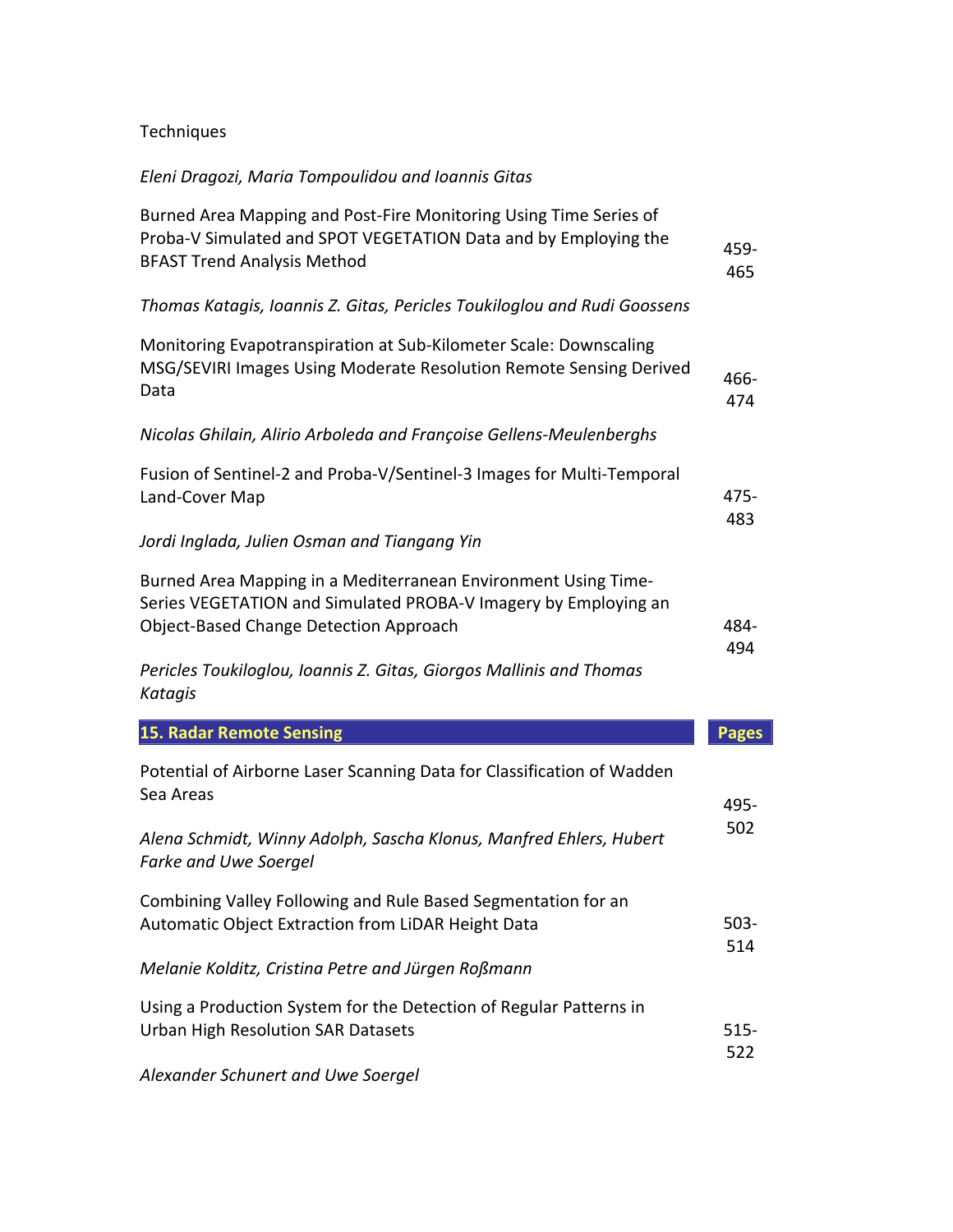Techniques

*Eleni Dragozi, Maria Tompoulidou and Ioannis Gitas*

| | |
|---|---|
| Burned Area Mapping and Post-Fire Monitoring Using Time Series of Proba-V Simulated and SPOT VEGETATION Data and by Employing the BFAST Trend Analysis Method | 459-465 |
| *Thomas Katagis, Ioannis Z. Gitas, Pericles Toukiloglou and Rudi Goossens* | |
| Monitoring Evapotranspiration at Sub-Kilometer Scale: Downscaling MSG/SEVIRI Images Using Moderate Resolution Remote Sensing Derived Data | 466-474 |
| *Nicolas Ghilain, Alirio Arboleda and Françoise Gellens-Meulenberghs* | |
| Fusion of Sentinel-2 and Proba-V/Sentinel-3 Images for Multi-Temporal Land-Cover Map | 475-483 |
| *Jordi Inglada, Julien Osman and Tiangang Yin* | |
| Burned Area Mapping in a Mediterranean Environment Using Time-Series VEGETATION and Simulated PROBA-V Imagery by Employing an Object-Based Change Detection Approach | 484-494 |
| *Pericles Toukiloglou, Ioannis Z. Gitas, Giorgos Mallinis and Thomas Katagis* | |

| **15. Radar Remote Sensing** | **Pages** |
|---|---|
| Potential of Airborne Laser Scanning Data for Classification of Wadden Sea Areas | 495-502 |
| *Alena Schmidt, Winny Adolph, Sascha Klonus, Manfred Ehlers, Hubert Farke and Uwe Soergel* | |
| Combining Valley Following and Rule Based Segmentation for an Automatic Object Extraction from LiDAR Height Data | 503-514 |
| *Melanie Kolditz, Cristina Petre and Jürgen Roßmann* | |
| Using a Production System for the Detection of Regular Patterns in Urban High Resolution SAR Datasets | 515-522 |
| *Alexander Schunert and Uwe Soergel* | |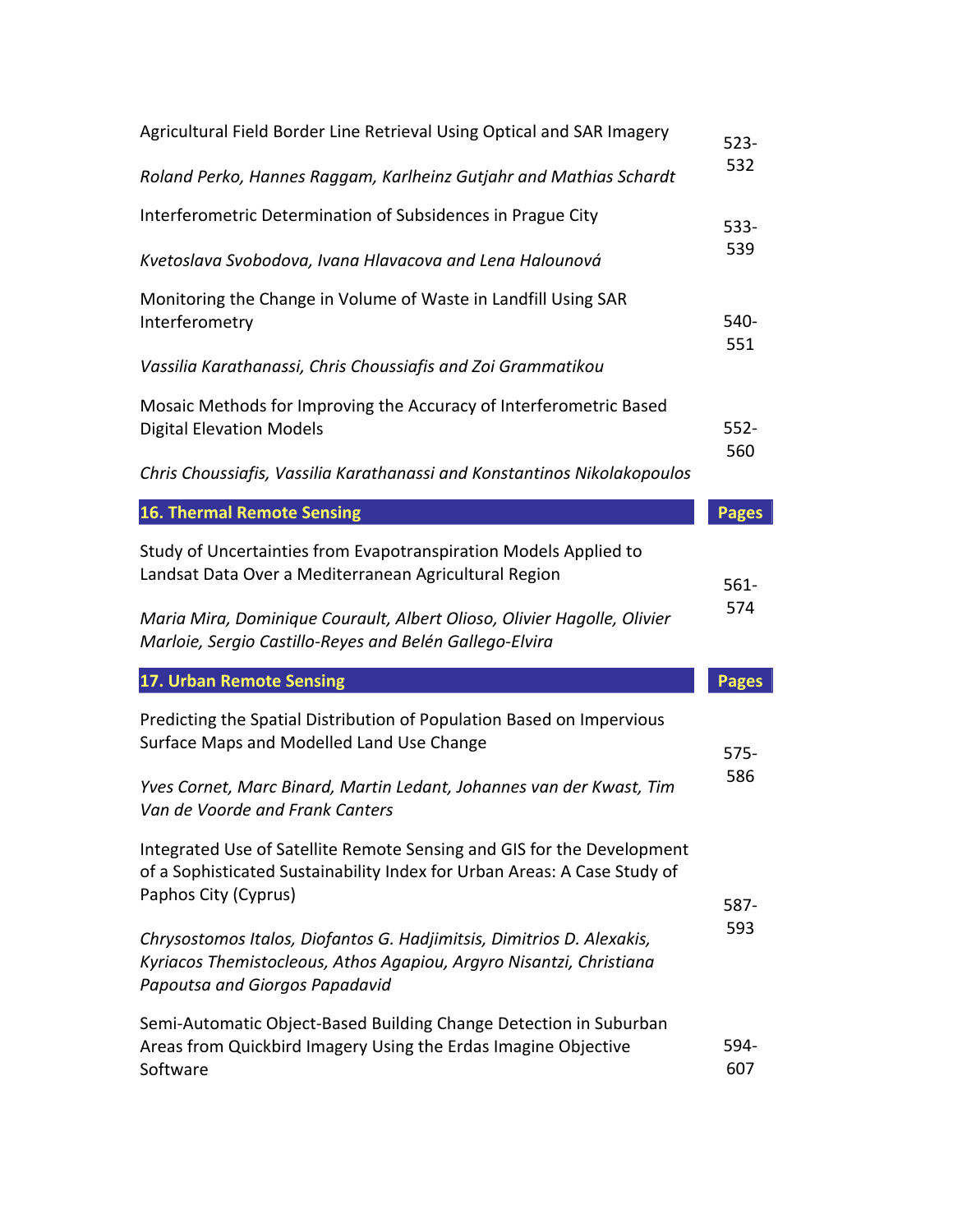| | |
|---|---|
| Agricultural Field Border Line Retrieval Using Optical and SAR Imagery<br><br>*Roland Perko, Hannes Raggam, Karlheinz Gutjahr and Mathias Schardt* | 523-532 |
| Interferometric Determination of Subsidences in Prague City<br><br>*Kvetoslava Svobodova, Ivana Hlavacova and Lena Halounová* | 533-539 |
| Monitoring the Change in Volume of Waste in Landfill Using SAR Interferometry<br><br>*Vassilia Karathanassi, Chris Choussiafis and Zoi Grammatikou* | 540-551 |
| Mosaic Methods for Improving the Accuracy of Interferometric Based Digital Elevation Models<br><br>*Chris Choussiafis, Vassilia Karathanassi and Konstantinos Nikolakopoulos* | 552-560 |
| **16. Thermal Remote Sensing** | **Pages** |
| Study of Uncertainties from Evapotranspiration Models Applied to Landsat Data Over a Mediterranean Agricultural Region<br><br>*Maria Mira, Dominique Courault, Albert Olioso, Olivier Hagolle, Olivier Marloie, Sergio Castillo-Reyes and Belén Gallego-Elvira* | 561-574 |
| **17. Urban Remote Sensing** | **Pages** |
| Predicting the Spatial Distribution of Population Based on Impervious Surface Maps and Modelled Land Use Change<br><br>*Yves Cornet, Marc Binard, Martin Ledant, Johannes van der Kwast, Tim Van de Voorde and Frank Canters* | 575-586 |
| Integrated Use of Satellite Remote Sensing and GIS for the Development of a Sophisticated Sustainability Index for Urban Areas: A Case Study of Paphos City (Cyprus)<br><br>*Chrysostomos Italos, Diofantos G. Hadjimitsis, Dimitrios D. Alexakis, Kyriacos Themistocleous, Athos Agapiou, Argyro Nisantzi, Christiana Papoutsa and Giorgos Papadavid* | 587-593 |
| Semi-Automatic Object-Based Building Change Detection in Suburban Areas from Quickbird Imagery Using the Erdas Imagine Objective Software | 594-607 |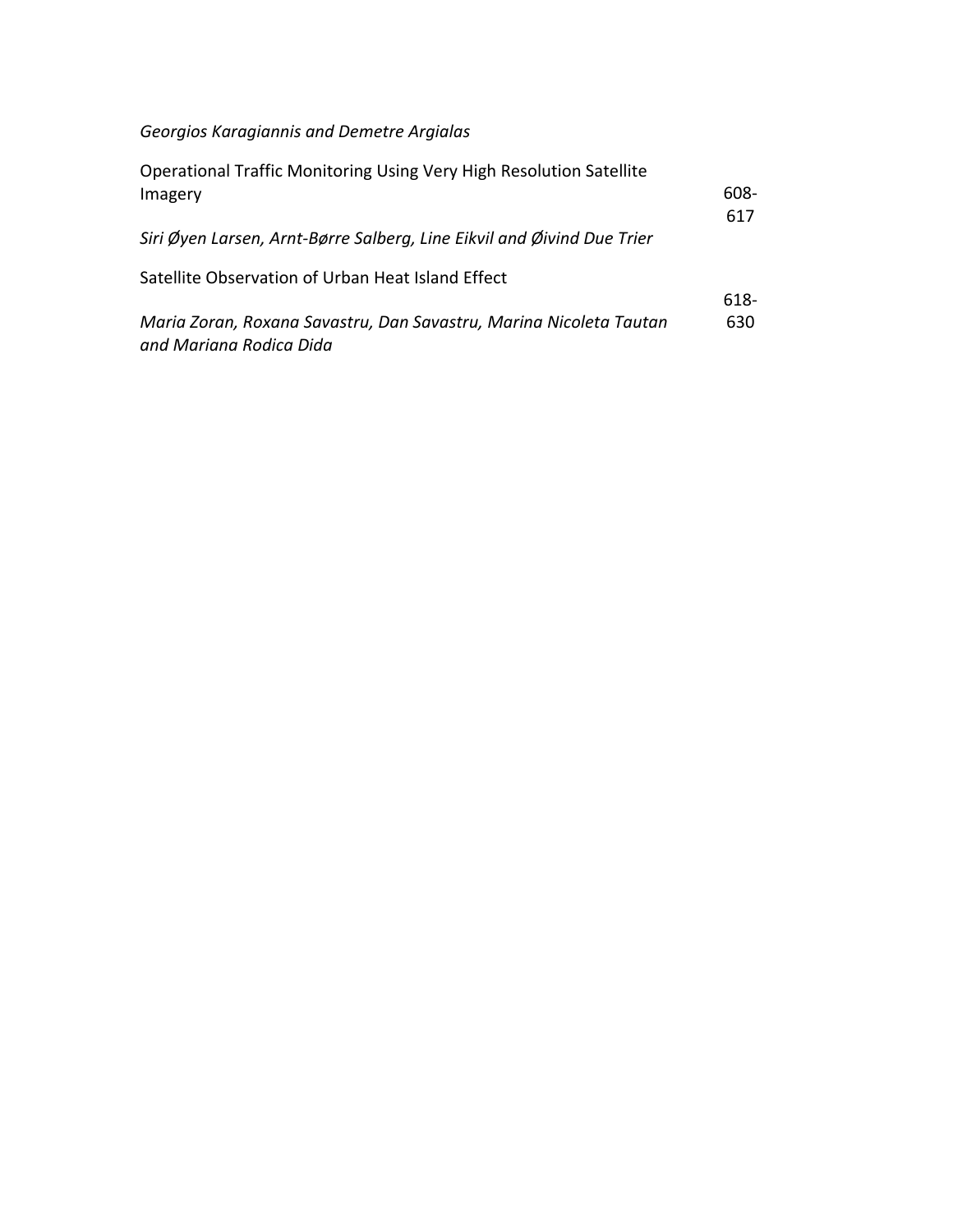*Georgios Karagiannis and Demetre Argialas*

Operational Traffic Monitoring Using Very High Resolution Satellite Imagery — 608-617

*Siri Øyen Larsen, Arnt-Børre Salberg, Line Eikvil and Øivind Due Trier*

Satellite Observation of Urban Heat Island Effect — 618-630

*Maria Zoran, Roxana Savastru, Dan Savastru, Marina Nicoleta Tautan and Mariana Rodica Dida*